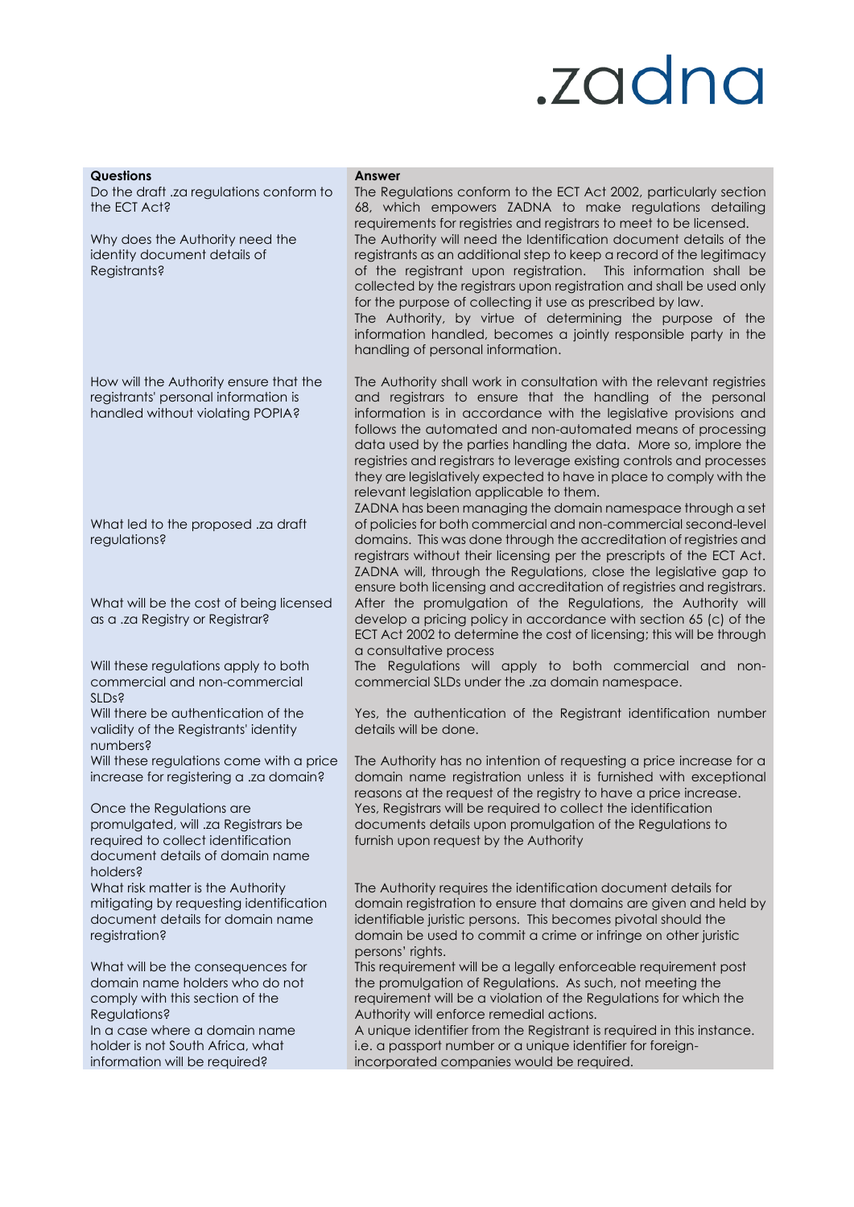.zadna

| Questions | Answer |
| --- | --- |
| Do the draft .za regulations conform to the ECT Act? | The Regulations conform to the ECT Act 2002, particularly section 68, which empowers ZADNA to make regulations detailing requirements for registries and registrars to meet to be licensed. |
| Why does the Authority need the identity document details of Registrants? | The Authority will need the Identification document details of the registrants as an additional step to keep a record of the legitimacy of the registrant upon registration. This information shall be collected by the registrars upon registration and shall be used only for the purpose of collecting it use as prescribed by law. The Authority, by virtue of determining the purpose of the information handled, becomes a jointly responsible party in the handling of personal information. |
| How will the Authority ensure that the registrants' personal information is handled without violating POPIA? | The Authority shall work in consultation with the relevant registries and registrars to ensure that the handling of the personal information is in accordance with the legislative provisions and follows the automated and non-automated means of processing data used by the parties handling the data. More so, implore the registries and registrars to leverage existing controls and processes they are legislatively expected to have in place to comply with the relevant legislation applicable to them. |
| What led to the proposed .za draft regulations? | ZADNA has been managing the domain namespace through a set of policies for both commercial and non-commercial second-level domains. This was done through the accreditation of registries and registrars without their licensing per the prescripts of the ECT Act. ZADNA will, through the Regulations, close the legislative gap to ensure both licensing and accreditation of registries and registrars. |
| What will be the cost of being licensed as a .za Registry or Registrar? | After the promulgation of the Regulations, the Authority will develop a pricing policy in accordance with section 65 (c) of the ECT Act 2002 to determine the cost of licensing; this will be through a consultative process |
| Will these regulations apply to both commercial and non-commercial SLDs? | The Regulations will apply to both commercial and non-commercial SLDs under the .za domain namespace. |
| Will there be authentication of the validity of the Registrants' identity numbers? | Yes, the authentication of the Registrant identification number details will be done. |
| Will these regulations come with a price increase for registering a .za domain? | The Authority has no intention of requesting a price increase for a domain name registration unless it is furnished with exceptional reasons at the request of the registry to have a price increase. |
| Once the Regulations are promulgated, will .za Registrars be required to collect identification document details of domain name holders? | Yes, Registrars will be required to collect the identification documents details upon promulgation of the Regulations to furnish upon request by the Authority |
| What risk matter is the Authority mitigating by requesting identification document details for domain name registration? | The Authority requires the identification document details for domain registration to ensure that domains are given and held by identifiable juristic persons. This becomes pivotal should the domain be used to commit a crime or infringe on other juristic persons' rights. |
| What will be the consequences for domain name holders who do not comply with this section of the Regulations? | This requirement will be a legally enforceable requirement post the promulgation of Regulations. As such, not meeting the requirement will be a violation of the Regulations for which the Authority will enforce remedial actions. |
| In a case where a domain name holder is not South Africa, what information will be required? | A unique identifier from the Registrant is required in this instance. i.e. a passport number or a unique identifier for foreign-incorporated companies would be required. |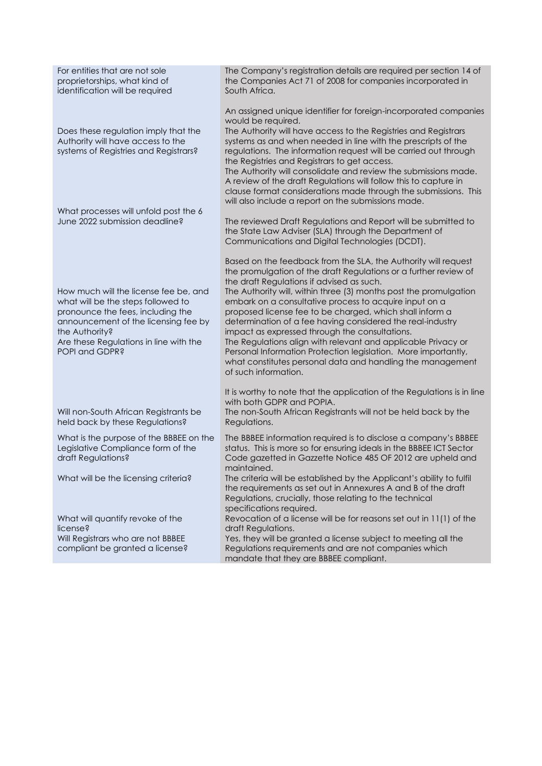| | |
|---|---|
| For entities that are not sole proprietorships, what kind of identification will be required | The Company's registration details are required per section 14 of the Companies Act 71 of 2008 for companies incorporated in South Africa.<br><br>An assigned unique identifier for foreign-incorporated companies would be required. |
| Does these regulation imply that the Authority will have access to the systems of Registries and Registrars? | The Authority will have access to the Registries and Registrars systems as and when needed in line with the prescripts of the regulations. The information request will be carried out through the Registries and Registrars to get access. |
| What processes will unfold post the 6 June 2022 submission deadline? | The Authority will consolidate and review the submissions made. A review of the draft Regulations will follow this to capture in clause format considerations made through the submissions. This will also include a report on the submissions made.<br><br>The reviewed Draft Regulations and Report will be submitted to the State Law Adviser (SLA) through the Department of Communications and Digital Technologies (DCDT).<br><br>Based on the feedback from the SLA, the Authority will request the promulgation of the draft Regulations or a further review of the draft Regulations if advised as such. |
| How much will the license fee be, and what will be the steps followed to pronounce the fees, including the announcement of the licensing fee by the Authority? | The Authority will, within three (3) months post the promulgation embark on a consultative process to acquire input on a proposed license fee to be charged, which shall inform a determination of a fee having considered the real-industry impact as expressed through the consultations. |
| Are these Regulations in line with the POPI and GDPR? | The Regulations align with relevant and applicable Privacy or Personal Information Protection legislation. More importantly, what constitutes personal data and handling the management of such information.<br><br>It is worthy to note that the application of the Regulations is in line with both GDPR and POPIA. |
| Will non-South African Registrants be held back by these Regulations? | The non-South African Registrants will not be held back by the Regulations. |
| What is the purpose of the BBBEE on the Legislative Compliance form of the draft Regulations? | The BBBEE information required is to disclose a company's BBBEE status. This is more so for ensuring ideals in the BBBEE ICT Sector Code gazetted in Gazzette Notice 485 OF 2012 are upheld and maintained. |
| What will be the licensing criteria? | The criteria will be established by the Applicant's ability to fulfil the requirements as set out in Annexures A and B of the draft Regulations, crucially, those relating to the technical specifications required. |
| What will quantify revoke of the license? | Revocation of a license will be for reasons set out in 11(1) of the draft Regulations. |
| Will Registrars who are not BBBEE compliant be granted a license? | Yes, they will be granted a license subject to meeting all the Regulations requirements and are not companies which mandate that they are BBBEE compliant. |